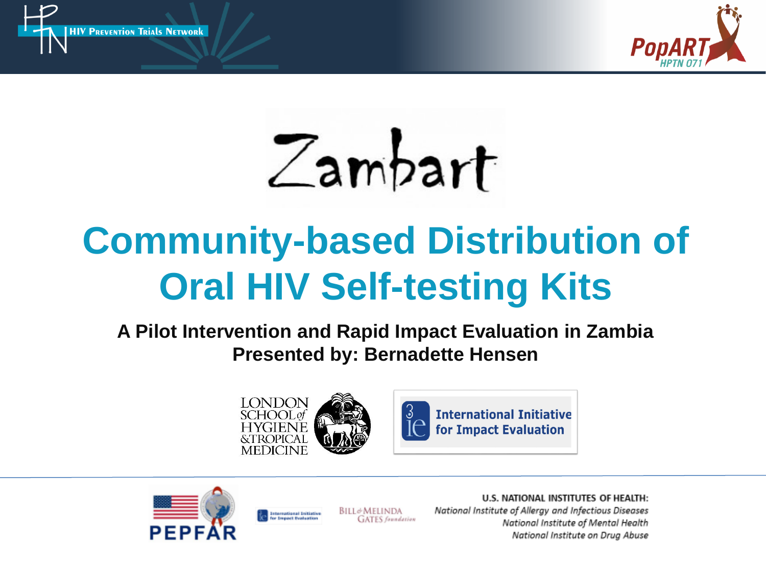HIV Prevention Trials Network

PopART HPTN 071

Zambart

# Community-based Distribution of Oral HIV Self-testing Kits

**A Pilot Intervention and Rapid Impact Evaluation in Zambia**
**Presented by: Bernadette Hensen**

London School of Hygiene & Tropical Medicine

International Initiative for Impact Evaluation

PEPFAR

International Initiative for Impact Evaluation

Bill & Melinda Gates foundation

U.S. NATIONAL INSTITUTES OF HEALTH:
*National Institute of Allergy and Infectious Diseases*
*National Institute of Mental Health*
*National Institute on Drug Abuse*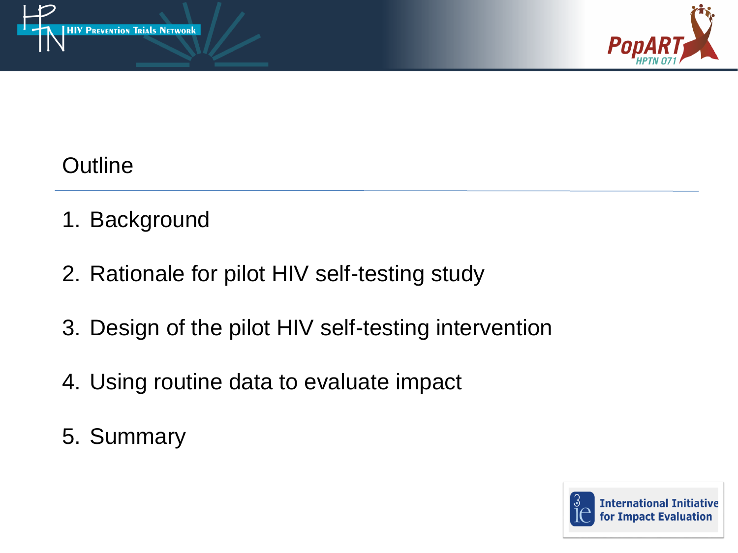# Outline

1. Background
2. Rationale for pilot HIV self-testing study
3. Design of the pilot HIV self-testing intervention
4. Using routine data to evaluate impact
5. Summary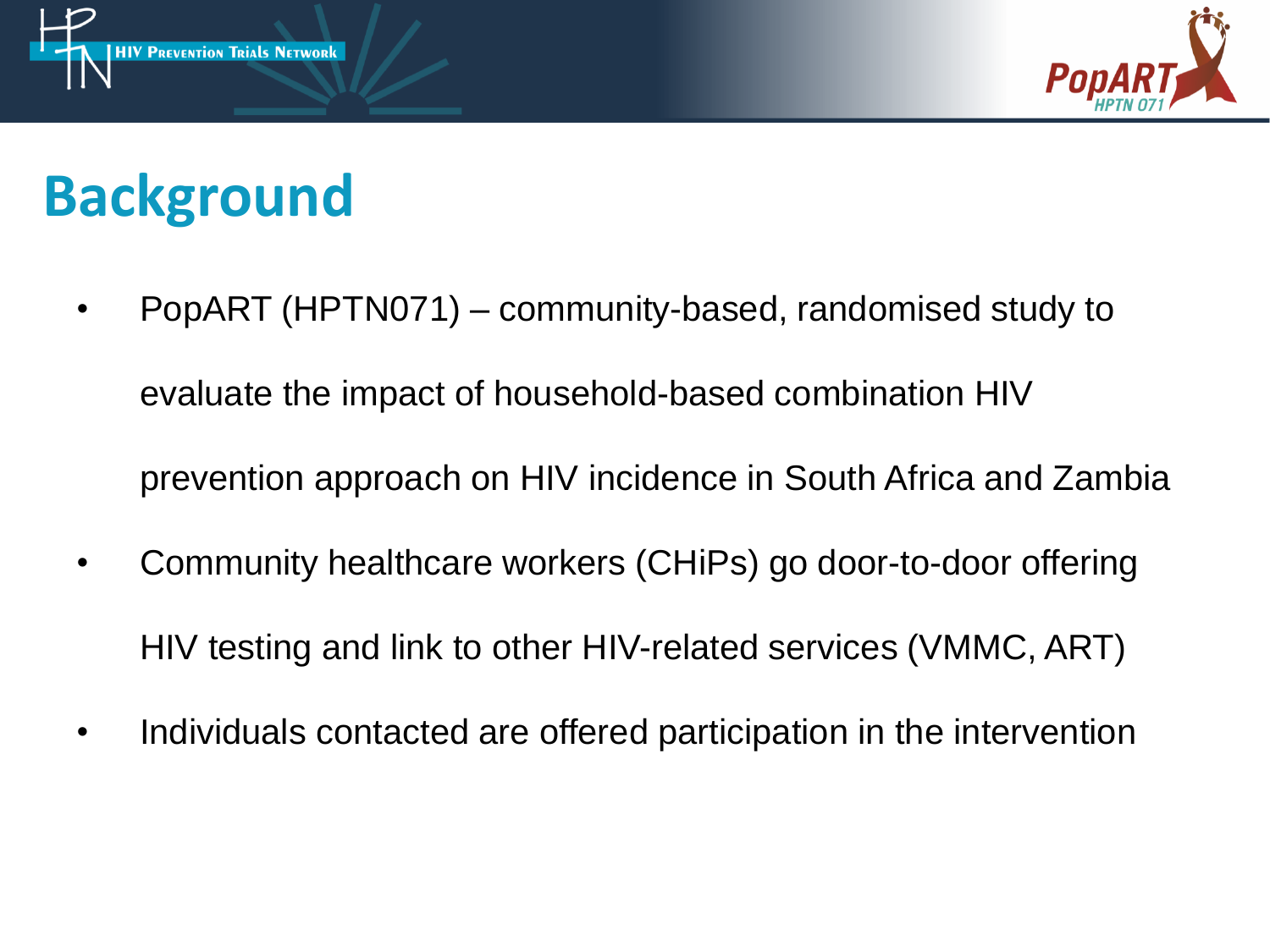# Background

- PopART (HPTN071) – community-based, randomised study to evaluate the impact of household-based combination HIV prevention approach on HIV incidence in South Africa and Zambia
- Community healthcare workers (CHiPs) go door-to-door offering HIV testing and link to other HIV-related services (VMMC, ART)
- Individuals contacted are offered participation in the intervention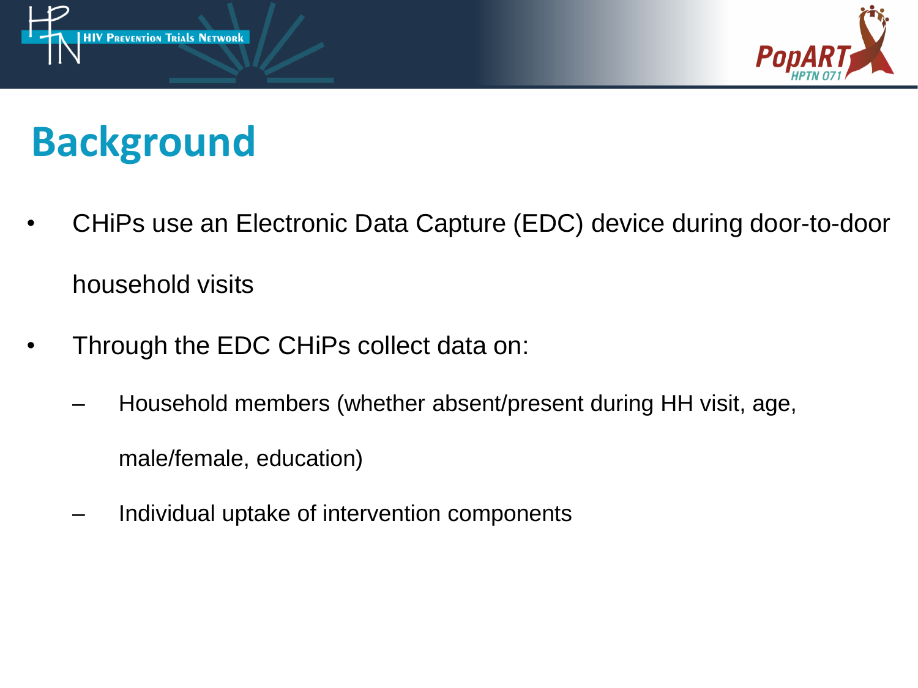# Background

- CHiPs use an Electronic Data Capture (EDC) device during door-to-door household visits
- Through the EDC CHiPs collect data on:
  - Household members (whether absent/present during HH visit, age, male/female, education)
  - Individual uptake of intervention components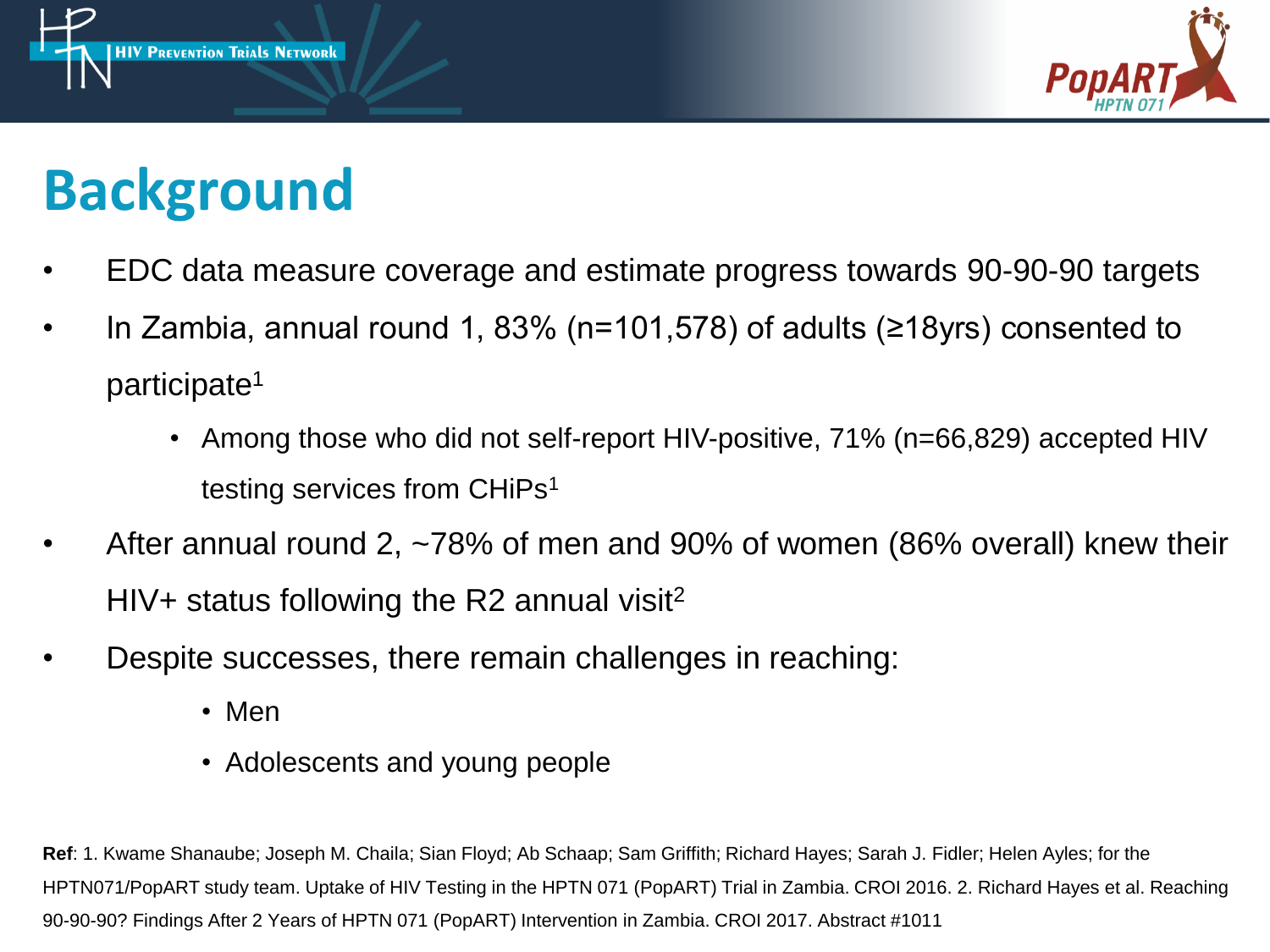# Background

- EDC data measure coverage and estimate progress towards 90-90-90 targets
- In Zambia, annual round 1, 83% (n=101,578) of adults (≥18yrs) consented to participate[1]
  - Among those who did not self-report HIV-positive, 71% (n=66,829) accepted HIV testing services from CHiPs[1]
- After annual round 2, ~78% of men and 90% of women (86% overall) knew their HIV+ status following the R2 annual visit[2]
- Despite successes, there remain challenges in reaching:
  - Men
  - Adolescents and young people

**Ref**: 1. Kwame Shanaube; Joseph M. Chaila; Sian Floyd; Ab Schaap; Sam Griffith; Richard Hayes; Sarah J. Fidler; Helen Ayles; for the HPTN071/PopART study team. Uptake of HIV Testing in the HPTN 071 (PopART) Trial in Zambia. CROI 2016. 2. Richard Hayes et al. Reaching 90-90-90? Findings After 2 Years of HPTN 071 (PopART) Intervention in Zambia. CROI 2017. Abstract #1011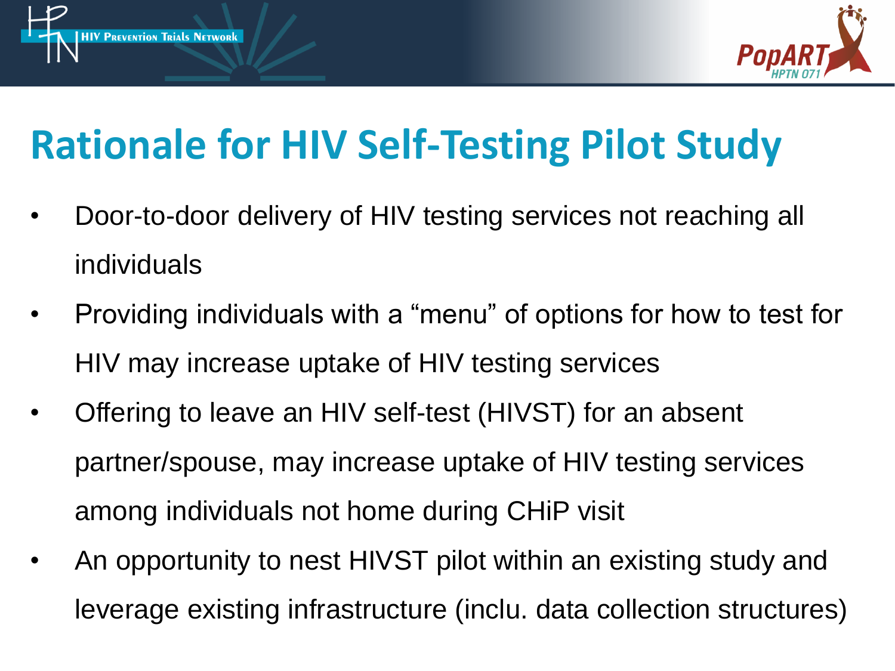# Rationale for HIV Self-Testing Pilot Study

- Door-to-door delivery of HIV testing services not reaching all individuals
- Providing individuals with a “menu” of options for how to test for HIV may increase uptake of HIV testing services
- Offering to leave an HIV self-test (HIVST) for an absent partner/spouse, may increase uptake of HIV testing services among individuals not home during CHiP visit
- An opportunity to nest HIVST pilot within an existing study and leverage existing infrastructure (inclu. data collection structures)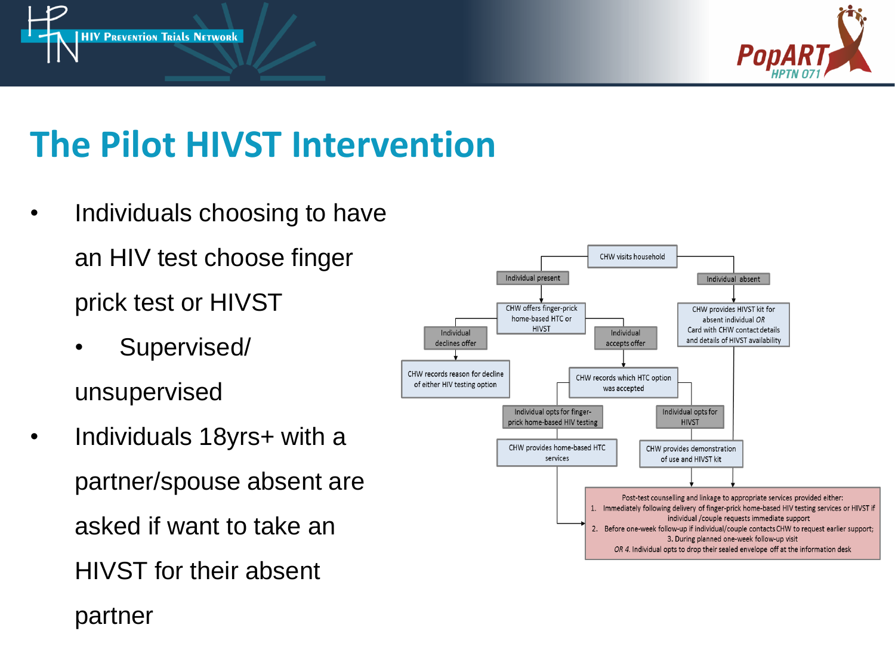# The Pilot HIVST Intervention

- Individuals choosing to have an HIV test choose finger prick test or HIVST
  - Supervised/ unsupervised
- Individuals 18yrs+ with a partner/spouse absent are asked if want to take an HIVST for their absent partner

CHW visits household

Individual present

Individual absent

CHW offers finger-prick home-based HTC or HIVST

CHW provides HIVST kit for absent individual *OR* Card with CHW contact details and details of HIVST availability

Individual declines offer

Individual accepts offer

CHW records reason for decline of either HIV testing option

CHW records which HTC option was accepted

Individual opts for finger-prick home-based HIV testing

Individual opts for HIVST

CHW provides home-based HTC services

CHW provides demonstration of use and HIVST kit

Post-test counselling and linkage to appropriate services provided either:
1. Immediately following delivery of finger-prick home-based HIV testing services or HIVST if individual /couple requests immediate support
2. Before one-week follow-up if individual/couple contacts CHW to request earlier support;
3. During planned one-week follow-up visit
*OR 4.* Individual opts to drop their sealed envelope off at the information desk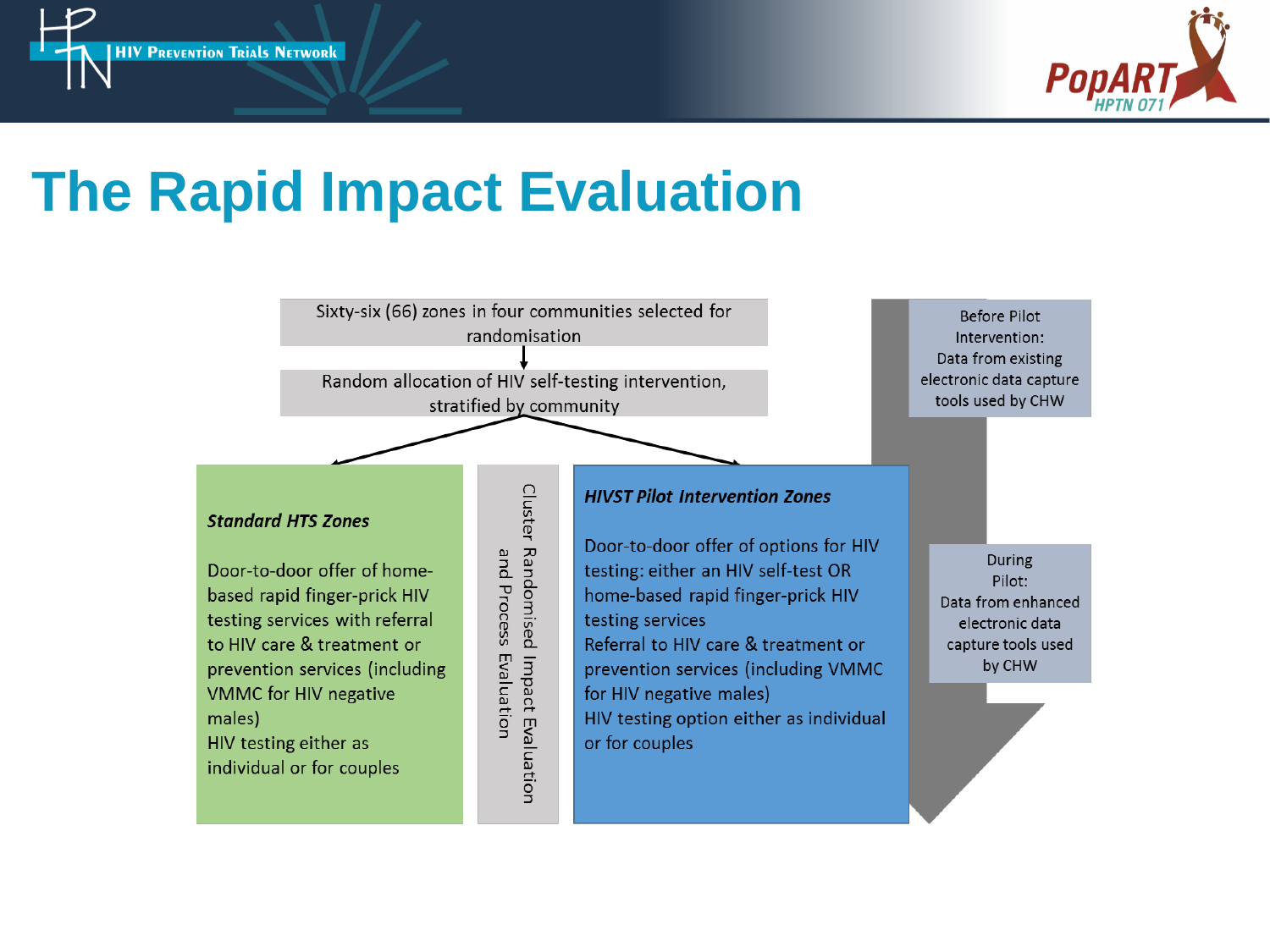# The Rapid Impact Evaluation

Sixty-six (66) zones in four communities selected for randomisation

↓

Random allocation of HIV self-testing intervention, stratified by community

**_Standard HTS Zones_**

Door-to-door offer of home-based rapid finger-prick HIV testing services with referral to HIV care & treatment or prevention services (including VMMC for HIV negative males)

HIV testing either as individual or for couples

Cluster Randomised Impact Evaluation and Process Evaluation

**_HIVST Pilot Intervention Zones_**

Door-to-door offer of options for HIV testing: either an HIV self-test OR home-based rapid finger-prick HIV testing services

Referral to HIV care & treatment or prevention services (including VMMC for HIV negative males)

HIV testing option either as individual or for couples

Before Pilot Intervention: Data from existing electronic data capture tools used by CHW

During Pilot: Data from enhanced electronic data capture tools used by CHW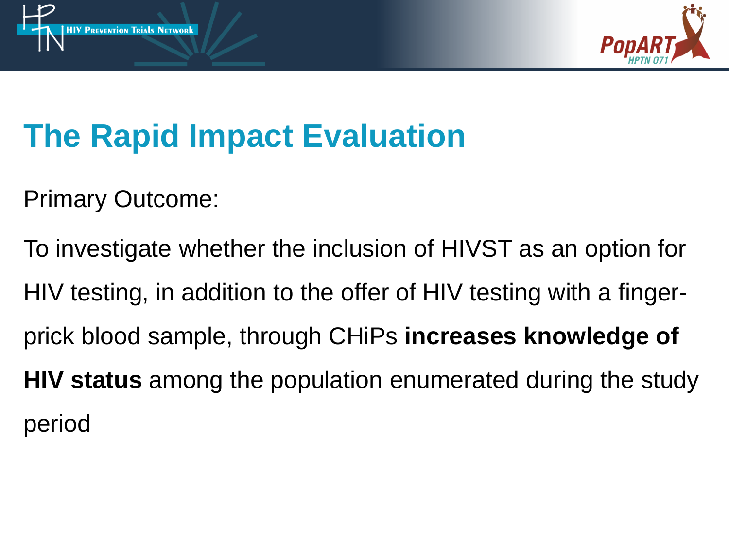# The Rapid Impact Evaluation

Primary Outcome:

To investigate whether the inclusion of HIVST as an option for HIV testing, in addition to the offer of HIV testing with a finger-prick blood sample, through CHiPs **increases knowledge of HIV status** among the population enumerated during the study period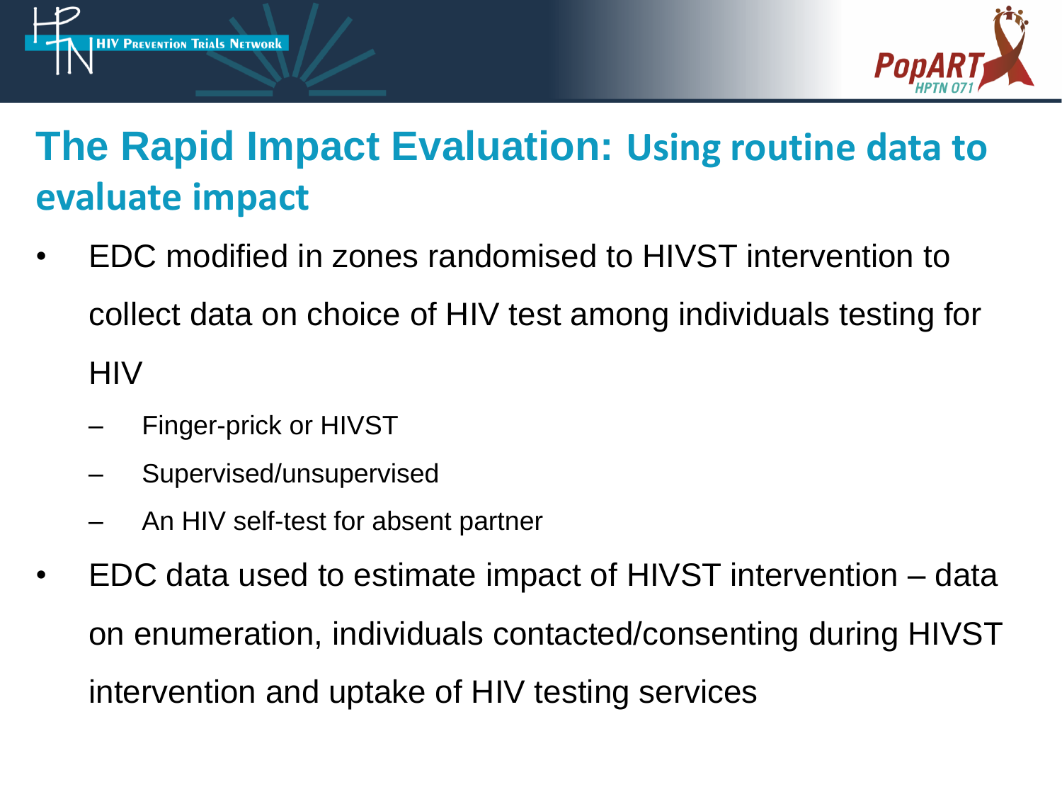# The Rapid Impact Evaluation: Using routine data to evaluate impact

- EDC modified in zones randomised to HIVST intervention to collect data on choice of HIV test among individuals testing for HIV
  - Finger-prick or HIVST
  - Supervised/unsupervised
  - An HIV self-test for absent partner
- EDC data used to estimate impact of HIVST intervention – data on enumeration, individuals contacted/consenting during HIVST intervention and uptake of HIV testing services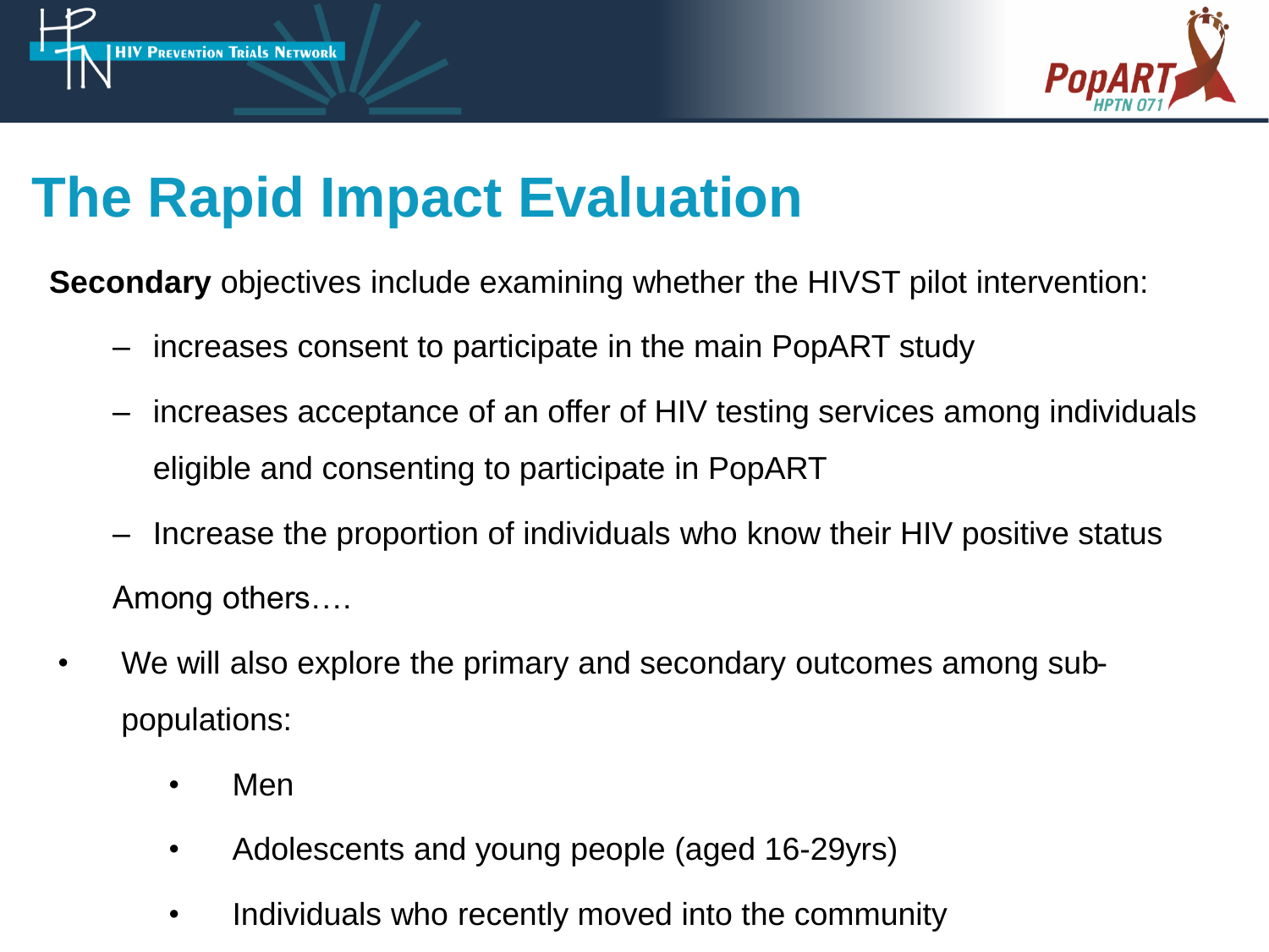# The Rapid Impact Evaluation

**Secondary** objectives include examining whether the HIVST pilot intervention:

- increases consent to participate in the main PopART study
- increases acceptance of an offer of HIV testing services among individuals eligible and consenting to participate in PopART
- Increase the proportion of individuals who know their HIV positive status

Among others….

- We will also explore the primary and secondary outcomes among sub-populations:
  - Men
  - Adolescents and young people (aged 16-29yrs)
  - Individuals who recently moved into the community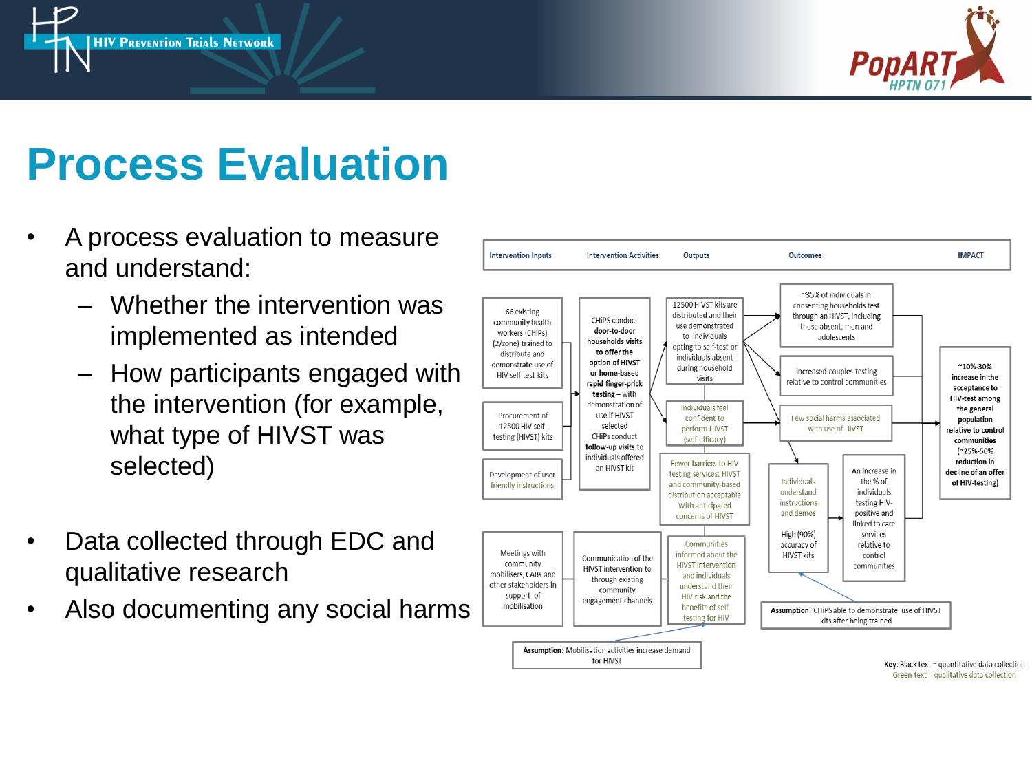# Process Evaluation

- A process evaluation to measure and understand:
  - Whether the intervention was implemented as intended
  - How participants engaged with the intervention (for example, what type of HIVST was selected)
- Data collected through EDC and qualitative research
- Also documenting any social harms

**Intervention Inputs** | **Intervention Activities** | **Outputs** | **Outcomes** | **IMPACT**

**Intervention Inputs:**
- 66 existing community health workers (CHiPs) (2/zone) trained to distribute and demonstrate use of HIV self-test kits
- Procurement of 12500 HIV self-testing (HIVST) kits
- Development of user friendly instructions
- Meetings with community mobilisers, CABs and other stakeholders in support of mobilisation

**Intervention Activities:**
- CHiPS conduct **door-to-door** households visits **to offer the option of HIVST or home-based rapid finger-prick testing** – with demonstration of use if HIVST selected. CHiPs conduct **follow-up visits** to individuals offered an HIVST kit
- Communication of the HIVST intervention to through existing community engagement channels

**Outputs:**
- 12500 HIVST kits are distributed and their use demonstrated to individuals opting to self-test or individuals absent during household visits
- Individuals feel confident to perform HIVST (self-efficacy)
- Fewer barriers to HIV testing services: HIVST and community-based distribution acceptable With anticipated concerns of HIVST
- Communities informed about the HIVST intervention and individuals understand their HIV risk and the benefits of self-testing for HIV

**Outcomes:**
- ~35% of individuals in consenting households test through an HIVST, including those absent, men and adolescents
- Increased couples-testing relative to control communities
- Few social harms associated with use of HIVST
- Individuals understand instructions and demos
- High (90%) accuracy of HIVST kits
- An increase in the % of individuals testing HIV-positive and linked to care services relative to control communities

**IMPACT:**
- **~10%-30% increase in the acceptance to HIV-test among the general population relative to control communities (~25%-50% reduction in decline of an offer of HIV-testing)**

**Assumption**: CHiPS able to demonstrate use of HIVST kits after being trained

**Assumption**: Mobilisation activities increase demand for HIVST

**Key**: Black text = quantitative data collection
Green text = qualitative data collection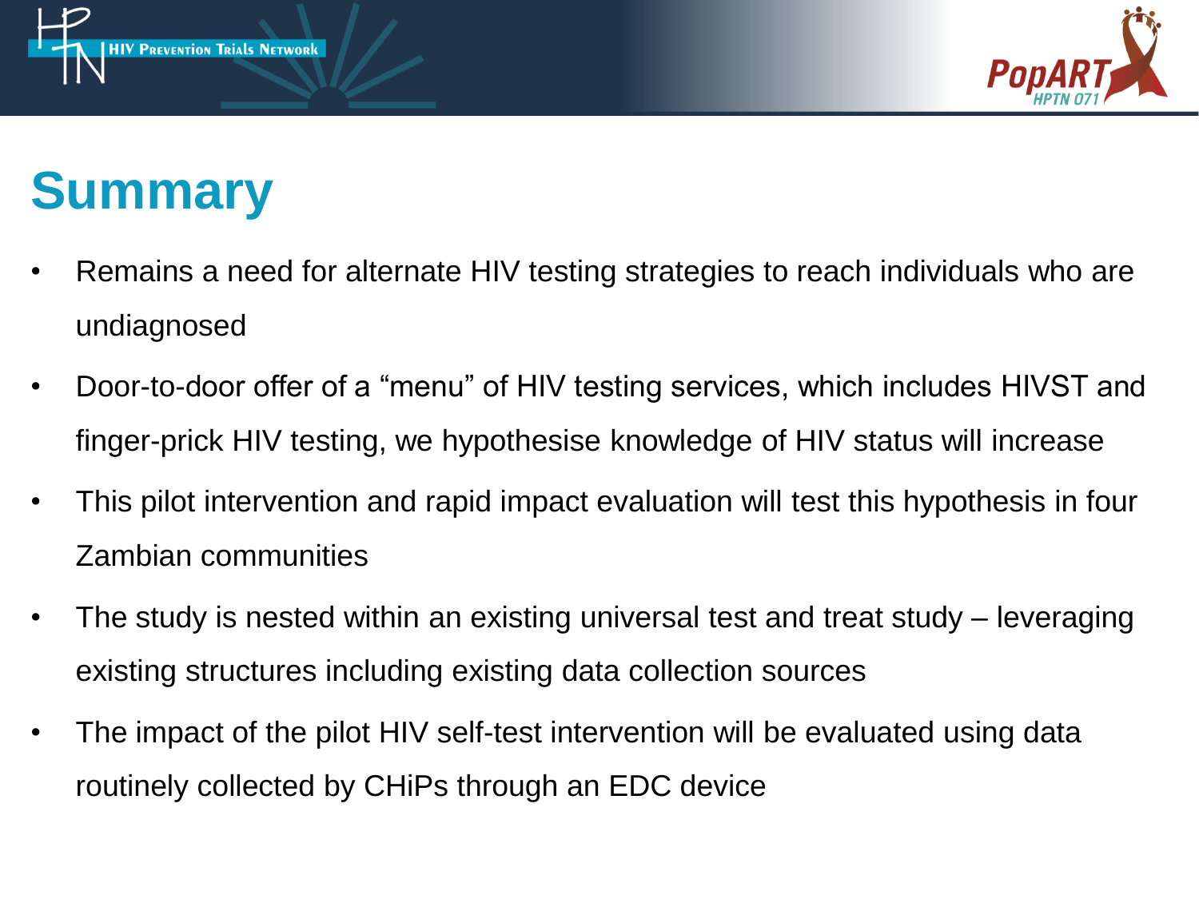# Summary

- Remains a need for alternate HIV testing strategies to reach individuals who are undiagnosed
- Door-to-door offer of a "menu" of HIV testing services, which includes HIVST and finger-prick HIV testing, we hypothesise knowledge of HIV status will increase
- This pilot intervention and rapid impact evaluation will test this hypothesis in four Zambian communities
- The study is nested within an existing universal test and treat study – leveraging existing structures including existing data collection sources
- The impact of the pilot HIV self-test intervention will be evaluated using data routinely collected by CHiPs through an EDC device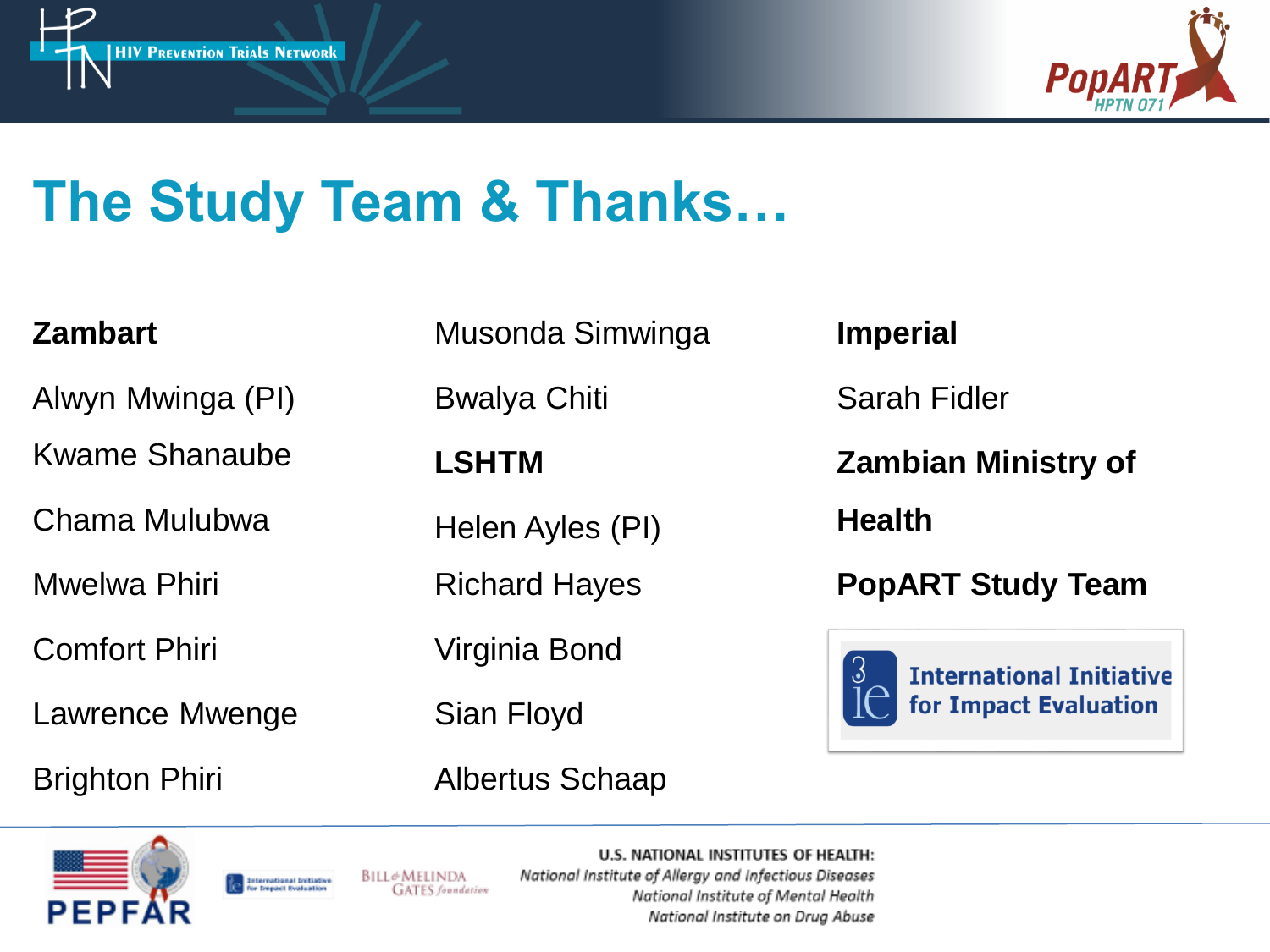# The Study Team & Thanks…

**Zambart**

Alwyn Mwinga (PI)

Kwame Shanaube

Chama Mulubwa

Mwelwa Phiri

Comfort Phiri

Lawrence Mwenge

Brighton Phiri

Musonda Simwinga

Bwalya Chiti

**LSHTM**

Helen Ayles (PI)

Richard Hayes

Virginia Bond

Sian Floyd

Albertus Schaap

**Imperial**

Sarah Fidler

**Zambian Ministry of Health**

**PopART Study Team**

International Initiative for Impact Evaluation

PEPFAR

International Initiative for Impact Evaluation

BILL & MELINDA GATES foundation

U.S. NATIONAL INSTITUTES OF HEALTH:

*National Institute of Allergy and Infectious Diseases*

*National Institute of Mental Health*

*National Institute on Drug Abuse*